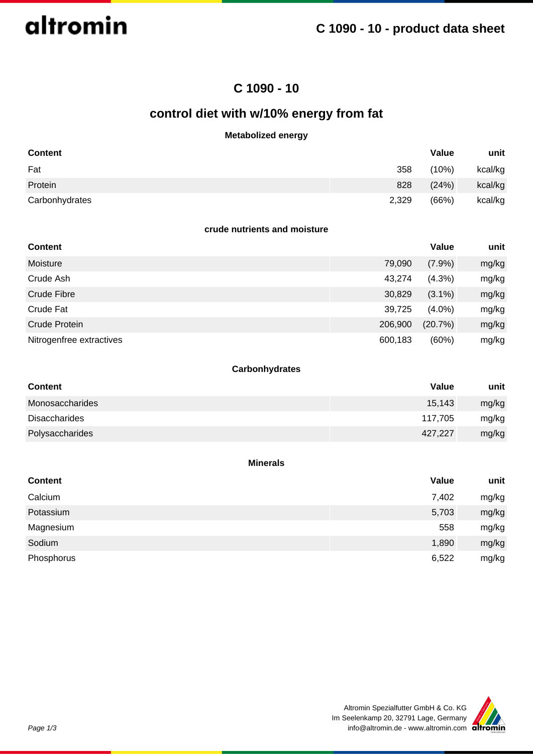# C 1090 - 10

## control diet with w/10% energy from fat

### Metabolized energy

| Content | Value | | unit |
|---|---|---|---|
| Fat | 358 | (10%) | kcal/kg |
| Protein | 828 | (24%) | kcal/kg |
| Carbonhydrates | 2,329 | (66%) | kcal/kg |

### crude nutrients and moisture

| Content | Value | | unit |
|---|---|---|---|
| Moisture | 79,090 | (7.9%) | mg/kg |
| Crude Ash | 43,274 | (4.3%) | mg/kg |
| Crude Fibre | 30,829 | (3.1%) | mg/kg |
| Crude Fat | 39,725 | (4.0%) | mg/kg |
| Crude Protein | 206,900 | (20.7%) | mg/kg |
| Nitrogenfree extractives | 600,183 | (60%) | mg/kg |

### Carbonhydrates

| Content | Value | unit |
|---|---|---|
| Monosaccharides | 15,143 | mg/kg |
| Disaccharides | 117,705 | mg/kg |
| Polysaccharides | 427,227 | mg/kg |

### Minerals

| Content | Value | unit |
|---|---|---|
| Calcium | 7,402 | mg/kg |
| Potassium | 5,703 | mg/kg |
| Magnesium | 558 | mg/kg |
| Sodium | 1,890 | mg/kg |
| Phosphorus | 6,522 | mg/kg |

Altromin Spezialfutter GmbH & Co. KG
Im Seelenkamp 20, 32791 Lage, Germany
info@altromin.de - www.altromin.com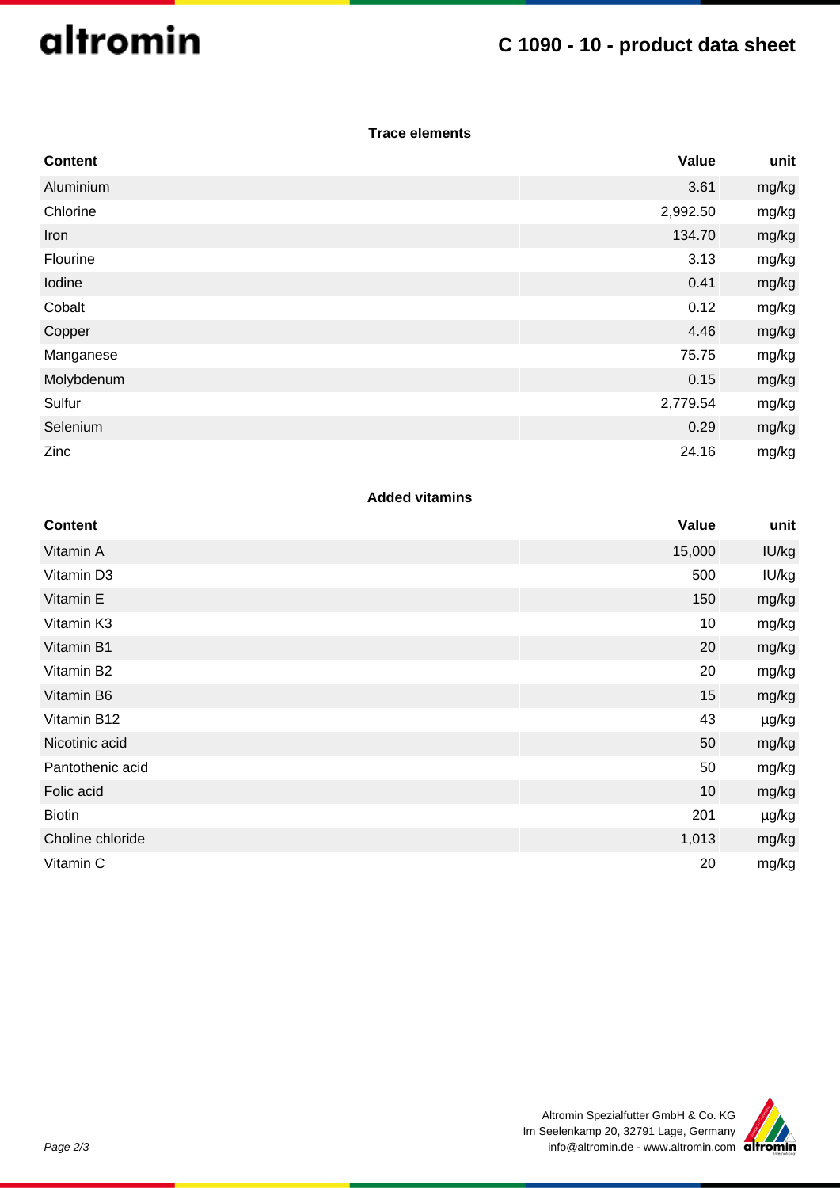### Trace elements

| Content | Value | unit |
|---|---|---|
| Aluminium | 3.61 | mg/kg |
| Chlorine | 2,992.50 | mg/kg |
| Iron | 134.70 | mg/kg |
| Flourine | 3.13 | mg/kg |
| Iodine | 0.41 | mg/kg |
| Cobalt | 0.12 | mg/kg |
| Copper | 4.46 | mg/kg |
| Manganese | 75.75 | mg/kg |
| Molybdenum | 0.15 | mg/kg |
| Sulfur | 2,779.54 | mg/kg |
| Selenium | 0.29 | mg/kg |
| Zinc | 24.16 | mg/kg |

### Added vitamins

| Content | Value | unit |
|---|---|---|
| Vitamin A | 15,000 | IU/kg |
| Vitamin D3 | 500 | IU/kg |
| Vitamin E | 150 | mg/kg |
| Vitamin K3 | 10 | mg/kg |
| Vitamin B1 | 20 | mg/kg |
| Vitamin B2 | 20 | mg/kg |
| Vitamin B6 | 15 | mg/kg |
| Vitamin B12 | 43 | µg/kg |
| Nicotinic acid | 50 | mg/kg |
| Pantothenic acid | 50 | mg/kg |
| Folic acid | 10 | mg/kg |
| Biotin | 201 | µg/kg |
| Choline chloride | 1,013 | mg/kg |
| Vitamin C | 20 | mg/kg |

Altromin Spezialfutter GmbH & Co. KG
Im Seelenkamp 20, 32791 Lage, Germany
info@altromin.de - www.altromin.com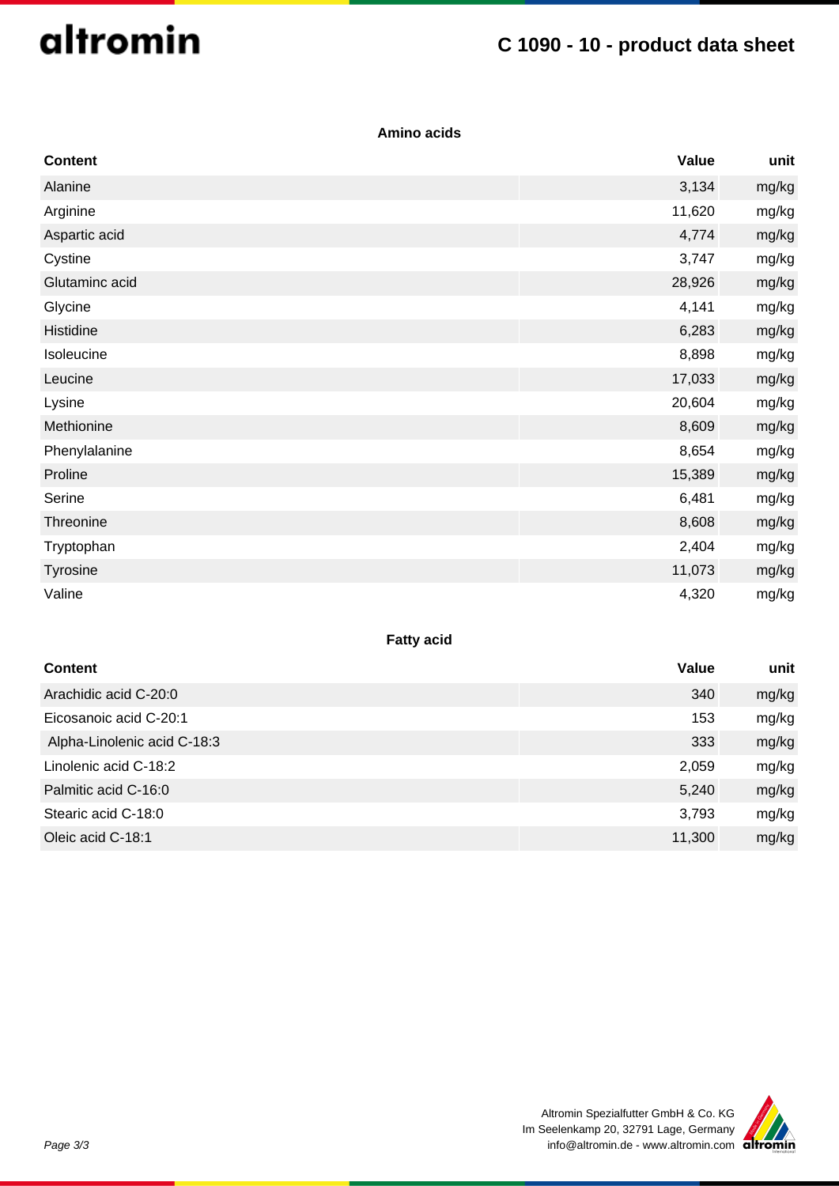## Amino acids

| Content | Value | unit |
| --- | --- | --- |
| Alanine | 3,134 | mg/kg |
| Arginine | 11,620 | mg/kg |
| Aspartic acid | 4,774 | mg/kg |
| Cystine | 3,747 | mg/kg |
| Glutaminc acid | 28,926 | mg/kg |
| Glycine | 4,141 | mg/kg |
| Histidine | 6,283 | mg/kg |
| Isoleucine | 8,898 | mg/kg |
| Leucine | 17,033 | mg/kg |
| Lysine | 20,604 | mg/kg |
| Methionine | 8,609 | mg/kg |
| Phenylalanine | 8,654 | mg/kg |
| Proline | 15,389 | mg/kg |
| Serine | 6,481 | mg/kg |
| Threonine | 8,608 | mg/kg |
| Tryptophan | 2,404 | mg/kg |
| Tyrosine | 11,073 | mg/kg |
| Valine | 4,320 | mg/kg |

## Fatty acid

| Content | Value | unit |
| --- | --- | --- |
| Arachidic acid C-20:0 | 340 | mg/kg |
| Eicosanoic acid C-20:1 | 153 | mg/kg |
| Alpha-Linolenic acid C-18:3 | 333 | mg/kg |
| Linolenic acid C-18:2 | 2,059 | mg/kg |
| Palmitic acid C-16:0 | 5,240 | mg/kg |
| Stearic acid C-18:0 | 3,793 | mg/kg |
| Oleic acid C-18:1 | 11,300 | mg/kg |

Altromin Spezialfutter GmbH & Co. KG
Im Seelenkamp 20, 32791 Lage, Germany
info@altromin.de - www.altromin.com